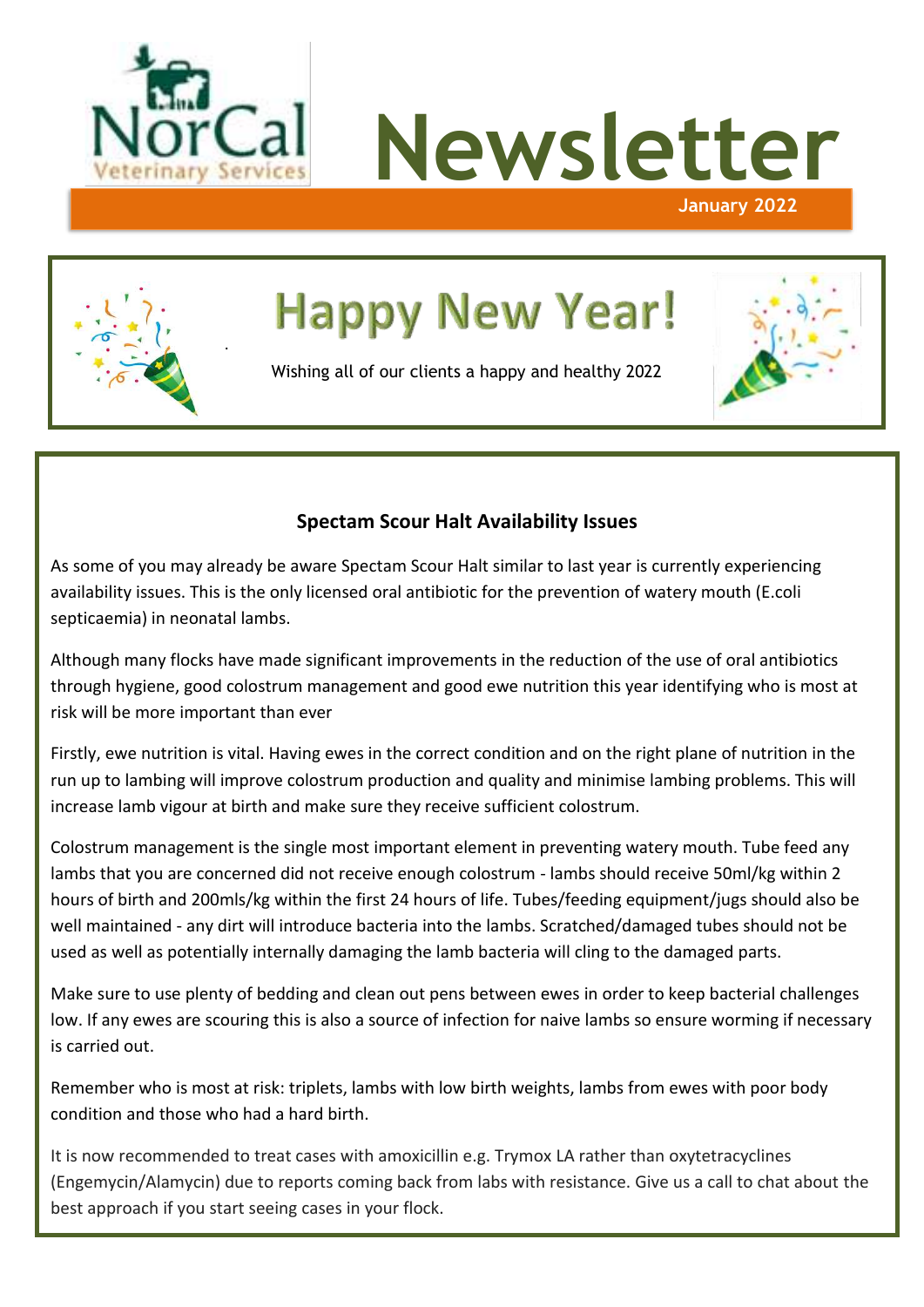NorCal Veterinary Services

# Newsletter

January 2022

## Happy New Year!

Wishing all of our clients a happy and healthy 2022

### Spectam Scour Halt Availability Issues

As some of you may already be aware Spectam Scour Halt similar to last year is currently experiencing availability issues. This is the only licensed oral antibiotic for the prevention of watery mouth (E.coli septicaemia) in neonatal lambs.

Although many flocks have made significant improvements in the reduction of the use of oral antibiotics through hygiene, good colostrum management and good ewe nutrition this year identifying who is most at risk will be more important than ever

Firstly, ewe nutrition is vital. Having ewes in the correct condition and on the right plane of nutrition in the run up to lambing will improve colostrum production and quality and minimise lambing problems. This will increase lamb vigour at birth and make sure they receive sufficient colostrum.

Colostrum management is the single most important element in preventing watery mouth. Tube feed any lambs that you are concerned did not receive enough colostrum - lambs should receive 50ml/kg within 2 hours of birth and 200mls/kg within the first 24 hours of life. Tubes/feeding equipment/jugs should also be well maintained - any dirt will introduce bacteria into the lambs. Scratched/damaged tubes should not be used as well as potentially internally damaging the lamb bacteria will cling to the damaged parts.

Make sure to use plenty of bedding and clean out pens between ewes in order to keep bacterial challenges low. If any ewes are scouring this is also a source of infection for naive lambs so ensure worming if necessary is carried out.

Remember who is most at risk: triplets, lambs with low birth weights, lambs from ewes with poor body condition and those who had a hard birth.

It is now recommended to treat cases with amoxicillin e.g. Trymox LA rather than oxytetracyclines (Engemycin/Alamycin) due to reports coming back from labs with resistance. Give us a call to chat about the best approach if you start seeing cases in your flock.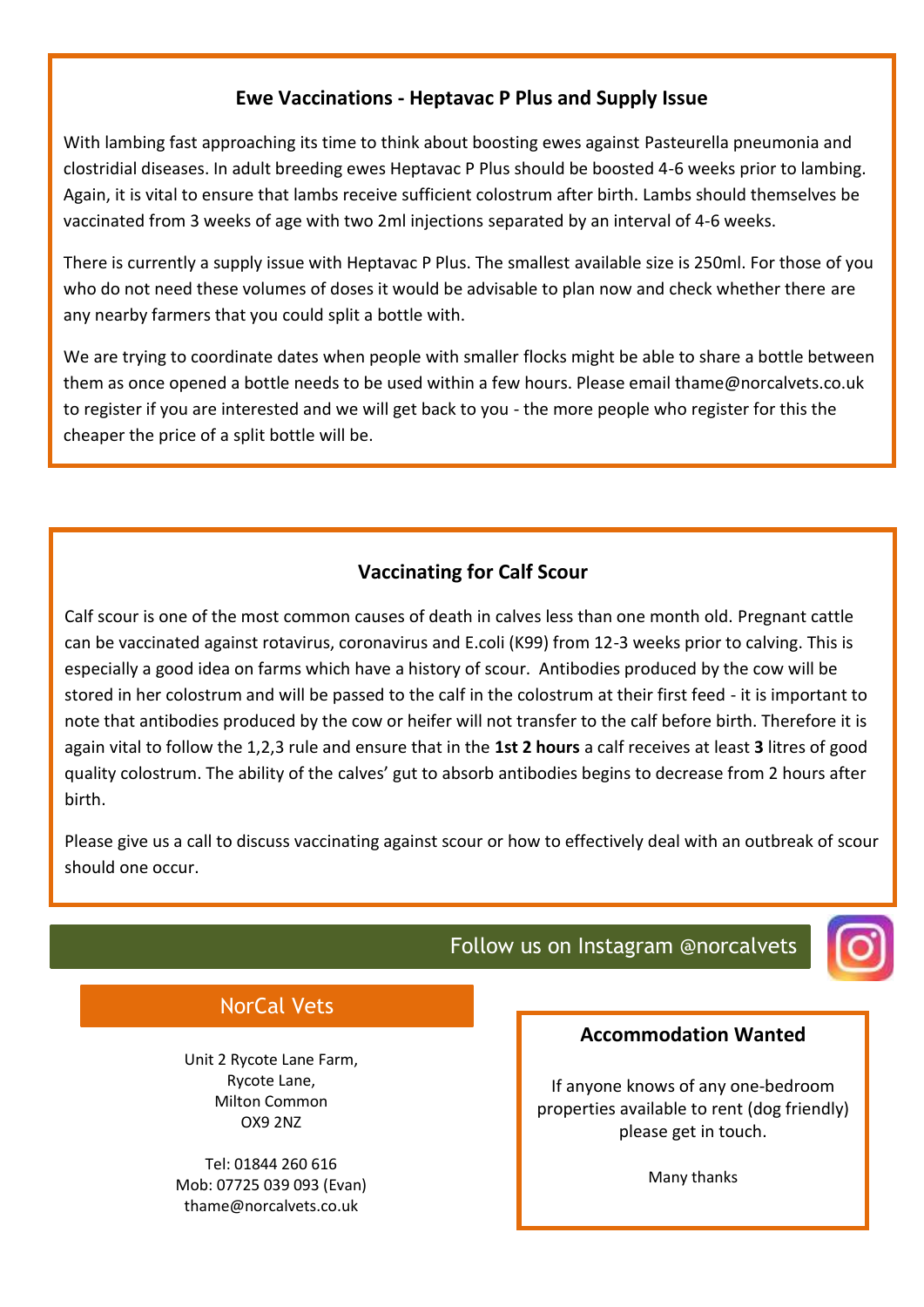## Ewe Vaccinations - Heptavac P Plus and Supply Issue

With lambing fast approaching its time to think about boosting ewes against Pasteurella pneumonia and clostridial diseases. In adult breeding ewes Heptavac P Plus should be boosted 4-6 weeks prior to lambing. Again, it is vital to ensure that lambs receive sufficient colostrum after birth. Lambs should themselves be vaccinated from 3 weeks of age with two 2ml injections separated by an interval of 4-6 weeks.

There is currently a supply issue with Heptavac P Plus. The smallest available size is 250ml. For those of you who do not need these volumes of doses it would be advisable to plan now and check whether there are any nearby farmers that you could split a bottle with.

We are trying to coordinate dates when people with smaller flocks might be able to share a bottle between them as once opened a bottle needs to be used within a few hours. Please email thame@norcalvets.co.uk to register if you are interested and we will get back to you - the more people who register for this the cheaper the price of a split bottle will be.

## Vaccinating for Calf Scour

Calf scour is one of the most common causes of death in calves less than one month old. Pregnant cattle can be vaccinated against rotavirus, coronavirus and E.coli (K99) from 12-3 weeks prior to calving. This is especially a good idea on farms which have a history of scour. Antibodies produced by the cow will be stored in her colostrum and will be passed to the calf in the colostrum at their first feed - it is important to note that antibodies produced by the cow or heifer will not transfer to the calf before birth. Therefore it is again vital to follow the 1,2,3 rule and ensure that in the **1st 2 hours** a calf receives at least **3** litres of good quality colostrum. The ability of the calves' gut to absorb antibodies begins to decrease from 2 hours after birth.

Please give us a call to discuss vaccinating against scour or how to effectively deal with an outbreak of scour should one occur.

Follow us on Instagram @norcalvets

### NorCal Vets

Unit 2 Rycote Lane Farm,
Rycote Lane,
Milton Common
OX9 2NZ

Tel: 01844 260 616
Mob: 07725 039 093 (Evan)
thame@norcalvets.co.uk

### Accommodation Wanted

If anyone knows of any one-bedroom properties available to rent (dog friendly) please get in touch.

Many thanks